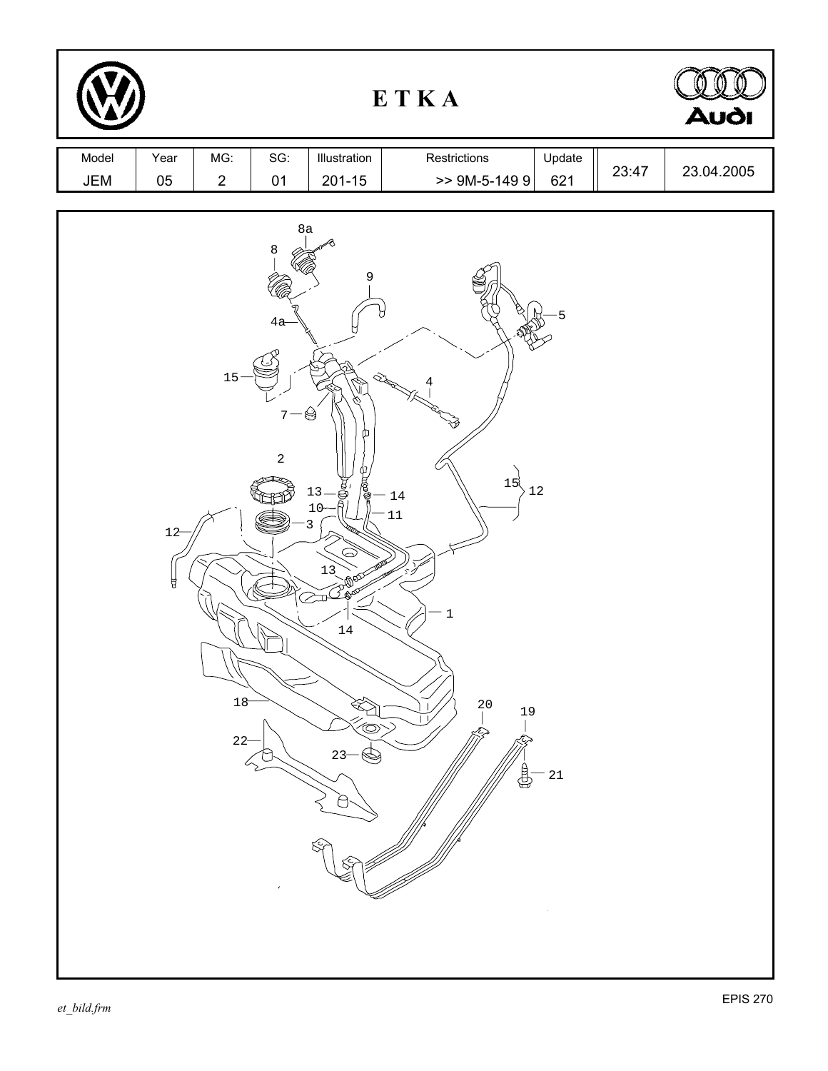# ETKA

| Model | Year | MG: | SG: | Illustration | Restrictions | Update | | |
|---|---|---|---|---|---|---|---|---|
| JEM | 05 | 2 | 01 | 201-15 | >> 9M-5-149 9 | 621 | 23:47 | 23.04.2005 |

8a
8
9
5
4a
15
4
7
2
15
12
13
14
10
11
3
12
13
1
14
18
20
19
22
23
21

EPIS 270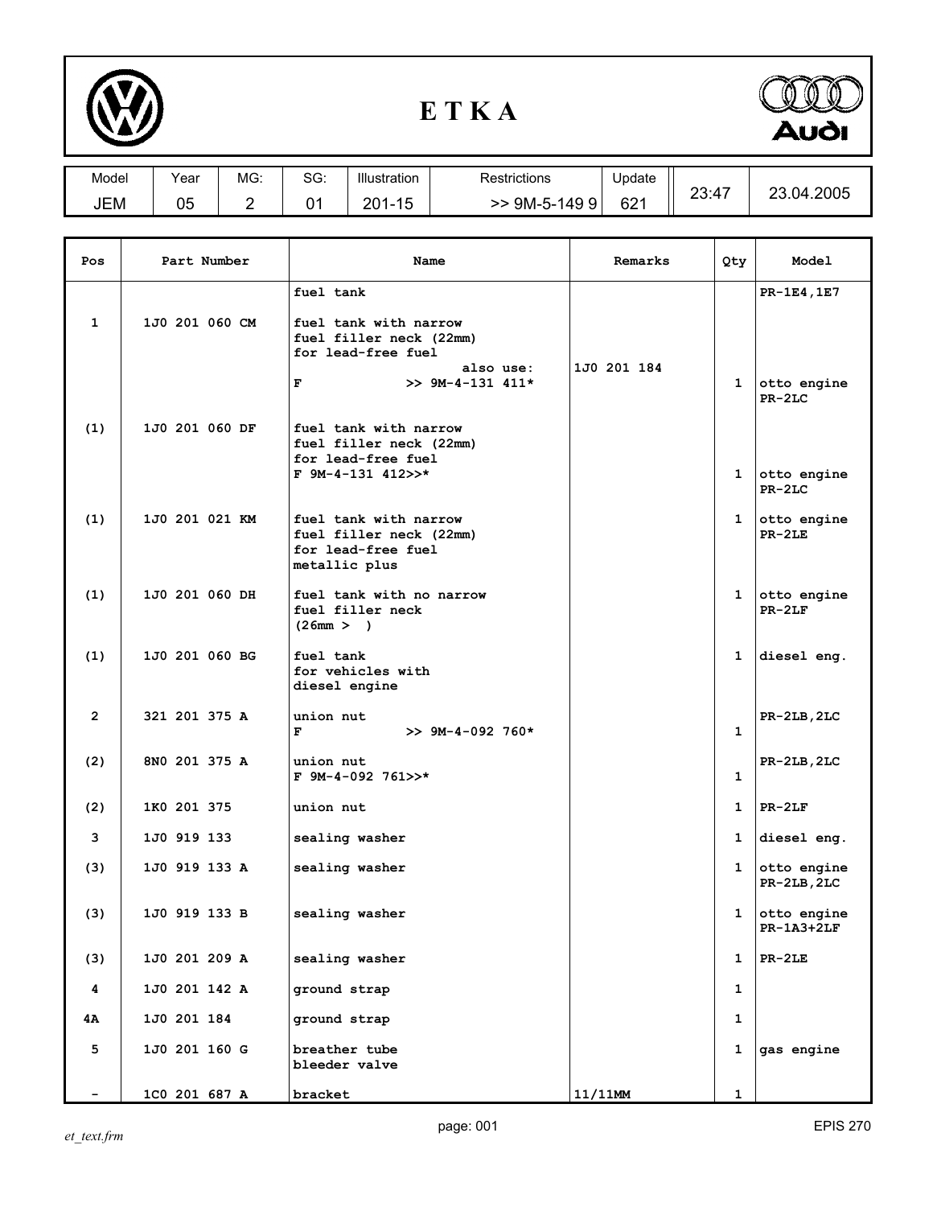# ETKA

| Model | Year | MG: | SG: | Illustration | Restrictions | Update | | |
|---|---|---|---|---|---|---|---|---|
| JEM | 05 | 2 | 01 | 201-15 | >> 9M-5-149 9 | 621 | 23:47 | 23.04.2005 |

| Pos | Part Number | Name | Remarks | Qty | Model |
|---|---|---|---|---|---|
| | | fuel tank | | | PR-1E4,1E7 |
| 1 | 1J0 201 060 CM | fuel tank with narrow fuel filler neck (22mm) for lead-free fuel also use: F >> 9M-4-131 411* | 1J0 201 184 | 1 | otto engine PR-2LC |
| (1) | 1J0 201 060 DF | fuel tank with narrow fuel filler neck (22mm) for lead-free fuel F 9M-4-131 412>>* | | 1 | otto engine PR-2LC |
| (1) | 1J0 201 021 KM | fuel tank with narrow fuel filler neck (22mm) for lead-free fuel metallic plus | | 1 | otto engine PR-2LE |
| (1) | 1J0 201 060 DH | fuel tank with no narrow fuel filler neck (26mm > ) | | 1 | otto engine PR-2LF |
| (1) | 1J0 201 060 BG | fuel tank for vehicles with diesel engine | | 1 | diesel eng. |
| 2 | 321 201 375 A | union nut F >> 9M-4-092 760* | | 1 | PR-2LB,2LC |
| (2) | 8N0 201 375 A | union nut F 9M-4-092 761>>* | | 1 | PR-2LB,2LC |
| (2) | 1K0 201 375 | union nut | | 1 | PR-2LF |
| 3 | 1J0 919 133 | sealing washer | | 1 | diesel eng. |
| (3) | 1J0 919 133 A | sealing washer | | 1 | otto engine PR-2LB,2LC |
| (3) | 1J0 919 133 B | sealing washer | | 1 | otto engine PR-1A3+2LF |
| (3) | 1J0 201 209 A | sealing washer | | 1 | PR-2LE |
| 4 | 1J0 201 142 A | ground strap | | 1 | |
| 4A | 1J0 201 184 | ground strap | | 1 | |
| 5 | 1J0 201 160 G | breather tube bleeder valve | | 1 | gas engine |
| - | 1C0 201 687 A | bracket | 11/11MM | 1 | |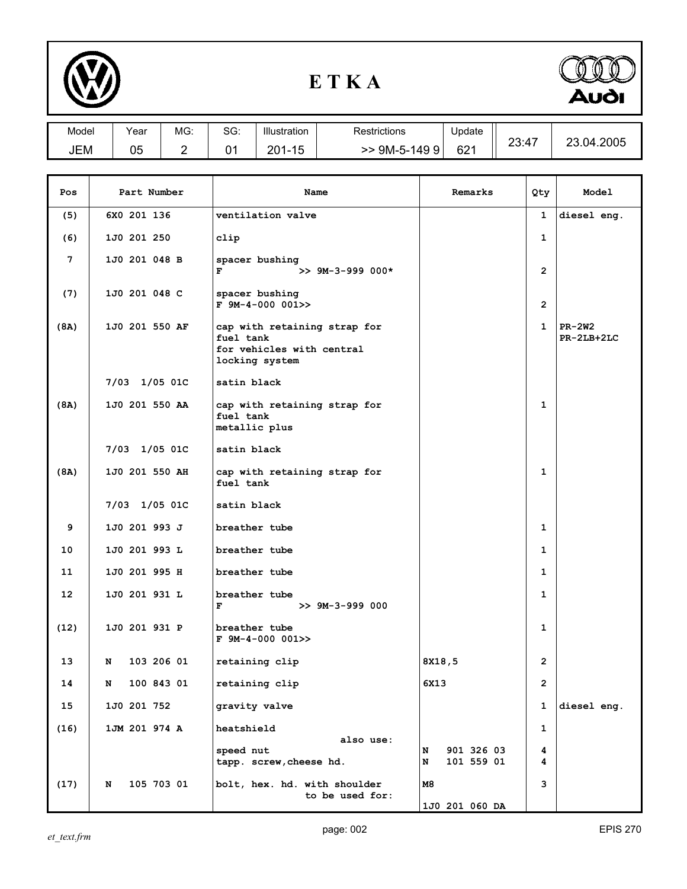# ETKA

| Model | Year | MG: | SG: | Illustration | Restrictions | Update | | |
|---|---|---|---|---|---|---|---|---|
| JEM | 05 | 2 | 01 | 201-15 | >> 9M-5-149 9 | 621 | 23:47 | 23.04.2005 |

| Pos | Part Number | Name | Remarks | Qty | Model |
|---|---|---|---|---|---|
| (5) | 6X0 201 136 | ventilation valve | | 1 | diesel eng. |
| (6) | 1J0 201 250 | clip | | 1 | |
| 7 | 1J0 201 048 B | spacer bushing<br>F >> 9M-3-999 000* | | 2 | |
| (7) | 1J0 201 048 C | spacer bushing<br>F 9M-4-000 001>> | | 2 | |
| (8A) | 1J0 201 550 AF | cap with retaining strap for fuel tank<br>for vehicles with central locking system | | 1 | PR-2W2<br>PR-2LB+2LC |
| | 7/03 1/05 01C | satin black | | | |
| (8A) | 1J0 201 550 AA | cap with retaining strap for fuel tank<br>metallic plus | | 1 | |
| | 7/03 1/05 01C | satin black | | | |
| (8A) | 1J0 201 550 AH | cap with retaining strap for fuel tank | | 1 | |
| | 7/03 1/05 01C | satin black | | | |
| 9 | 1J0 201 993 J | breather tube | | 1 | |
| 10 | 1J0 201 993 L | breather tube | | 1 | |
| 11 | 1J0 201 995 H | breather tube | | 1 | |
| 12 | 1J0 201 931 L | breather tube<br>F >> 9M-3-999 000 | | 1 | |
| (12) | 1J0 201 931 P | breather tube<br>F 9M-4-000 001>> | | 1 | |
| 13 | N 103 206 01 | retaining clip | 8X18,5 | 2 | |
| 14 | N 100 843 01 | retaining clip | 6X13 | 2 | |
| 15 | 1J0 201 752 | gravity valve | | 1 | diesel eng. |
| (16) | 1JM 201 974 A | heatshield<br>also use:<br>speed nut<br>tapp. screw,cheese hd. | <br><br>N 901 326 03<br>N 101 559 01 | 1<br><br>4<br>4 | |
| (17) | N 105 703 01 | bolt, hex. hd. with shoulder<br>to be used for: | M8<br>1J0 201 060 DA | 3 | |

*et_text.frm*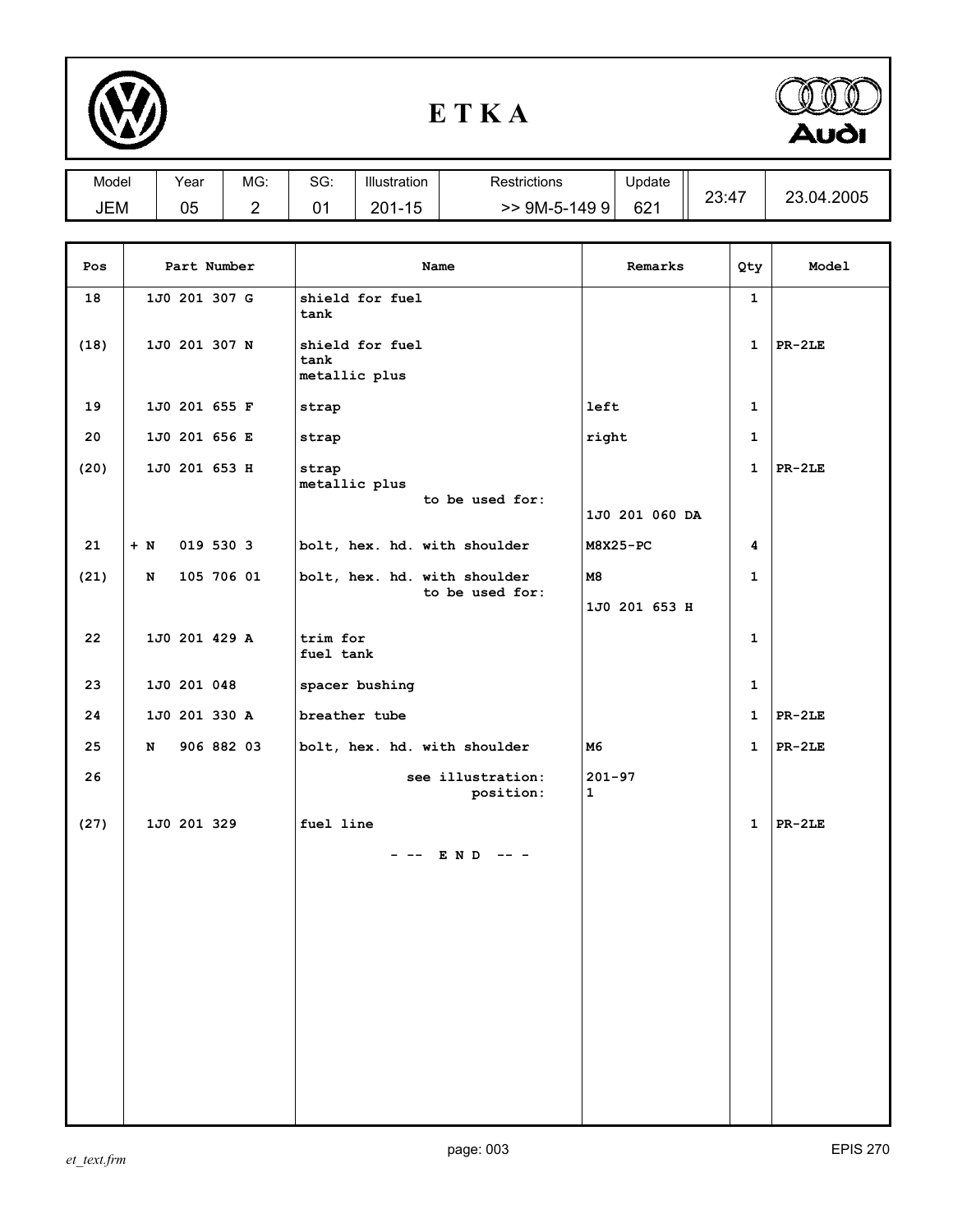# ETKA

| Model | Year | MG: | SG: | Illustration | Restrictions | Update | | |
|---|---|---|---|---|---|---|---|---|
| JEM | 05 | 2 | 01 | 201-15 | >> 9M-5-149 9 | 621 | 23:47 | 23.04.2005 |

| Pos | Part Number | Name | Remarks | Qty | Model |
|---|---|---|---|---|---|
| 18 | 1J0 201 307 G | shield for fuel tank | | 1 | |
| (18) | 1J0 201 307 N | shield for fuel tank metallic plus | | 1 | PR-2LE |
| 19 | 1J0 201 655 F | strap | left | 1 | |
| 20 | 1J0 201 656 E | strap | right | 1 | |
| (20) | 1J0 201 653 H | strap metallic plus to be used for: | 1J0 201 060 DA | 1 | PR-2LE |
| 21 | + N 019 530 3 | bolt, hex. hd. with shoulder | M8X25-PC | 4 | |
| (21) | N 105 706 01 | bolt, hex. hd. with shoulder to be used for: | M8 1J0 201 653 H | 1 | |
| 22 | 1J0 201 429 A | trim for fuel tank | | 1 | |
| 23 | 1J0 201 048 | spacer bushing | | 1 | |
| 24 | 1J0 201 330 A | breather tube | | 1 | PR-2LE |
| 25 | N 906 882 03 | bolt, hex. hd. with shoulder | M6 | 1 | PR-2LE |
| 26 | | see illustration: position: | 201-97 1 | | |
| (27) | 1J0 201 329 | fuel line | | 1 | PR-2LE |
| | | - -- E N D -- - | | | |

et_text.frm